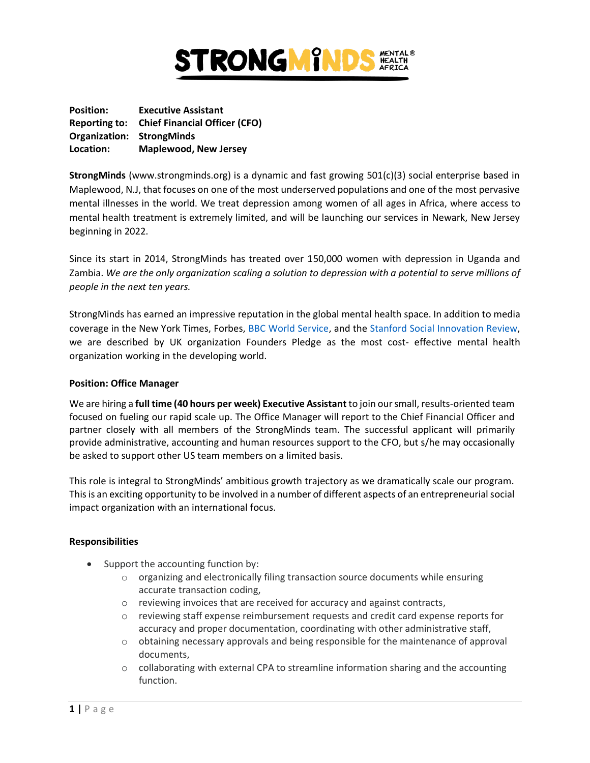STRONGMINDS MENTAL HEALTH AFRICA®

**Position:** **Executive Assistant**
**Reporting to:** **Chief Financial Officer (CFO)**
**Organization:** **StrongMinds**
**Location:** **Maplewood, New Jersey**

**StrongMinds** (www.strongminds.org) is a dynamic and fast growing 501(c)(3) social enterprise based in Maplewood, N.J, that focuses on one of the most underserved populations and one of the most pervasive mental illnesses in the world. We treat depression among women of all ages in Africa, where access to mental health treatment is extremely limited, and will be launching our services in Newark, New Jersey beginning in 2022.

Since its start in 2014, StrongMinds has treated over 150,000 women with depression in Uganda and Zambia. *We are the only organization scaling a solution to depression with a potential to serve millions of people in the next ten years.*

StrongMinds has earned an impressive reputation in the global mental health space. In addition to media coverage in the New York Times, Forbes, BBC World Service, and the Stanford Social Innovation Review, we are described by UK organization Founders Pledge as the most cost- effective mental health organization working in the developing world.

**Position: Office Manager**

We are hiring a **full time (40 hours per week) Executive Assistant** to join our small, results-oriented team focused on fueling our rapid scale up. The Office Manager will report to the Chief Financial Officer and partner closely with all members of the StrongMinds team. The successful applicant will primarily provide administrative, accounting and human resources support to the CFO, but s/he may occasionally be asked to support other US team members on a limited basis.

This role is integral to StrongMinds' ambitious growth trajectory as we dramatically scale our program. This is an exciting opportunity to be involved in a number of different aspects of an entrepreneurial social impact organization with an international focus.

**Responsibilities**

- Support the accounting function by:
  - organizing and electronically filing transaction source documents while ensuring accurate transaction coding,
  - reviewing invoices that are received for accuracy and against contracts,
  - reviewing staff expense reimbursement requests and credit card expense reports for accuracy and proper documentation, coordinating with other administrative staff,
  - obtaining necessary approvals and being responsible for the maintenance of approval documents,
  - collaborating with external CPA to streamline information sharing and the accounting function.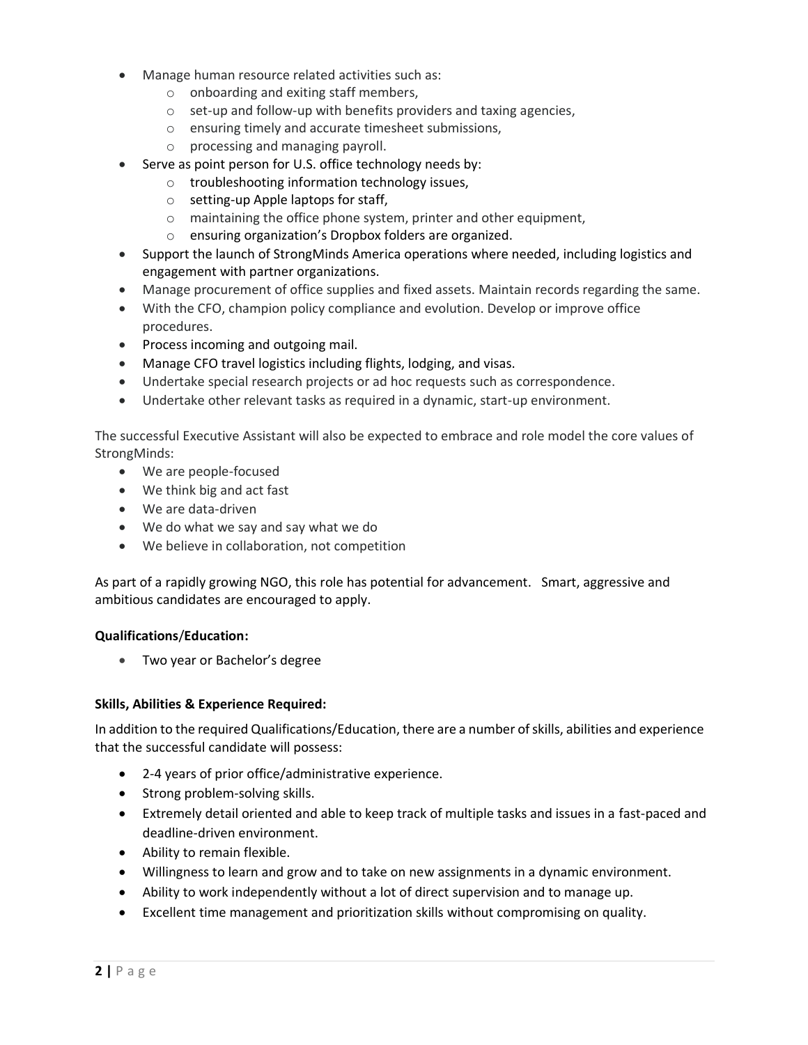- Manage human resource related activities such as:
    - onboarding and exiting staff members,
    - set-up and follow-up with benefits providers and taxing agencies,
    - ensuring timely and accurate timesheet submissions,
    - processing and managing payroll.
- Serve as point person for U.S. office technology needs by:
    - troubleshooting information technology issues,
    - setting-up Apple laptops for staff,
    - maintaining the office phone system, printer and other equipment,
    - ensuring organization's Dropbox folders are organized.
- Support the launch of StrongMinds America operations where needed, including logistics and engagement with partner organizations.
- Manage procurement of office supplies and fixed assets. Maintain records regarding the same.
- With the CFO, champion policy compliance and evolution. Develop or improve office procedures.
- Process incoming and outgoing mail.
- Manage CFO travel logistics including flights, lodging, and visas.
- Undertake special research projects or ad hoc requests such as correspondence.
- Undertake other relevant tasks as required in a dynamic, start-up environment.

The successful Executive Assistant will also be expected to embrace and role model the core values of StrongMinds:

- We are people-focused
- We think big and act fast
- We are data-driven
- We do what we say and say what we do
- We believe in collaboration, not competition

As part of a rapidly growing NGO, this role has potential for advancement. Smart, aggressive and ambitious candidates are encouraged to apply.

**Qualifications/Education:**

- Two year or Bachelor's degree

**Skills, Abilities & Experience Required:**

In addition to the required Qualifications/Education, there are a number of skills, abilities and experience that the successful candidate will possess:

- 2-4 years of prior office/administrative experience.
- Strong problem-solving skills.
- Extremely detail oriented and able to keep track of multiple tasks and issues in a fast-paced and deadline-driven environment.
- Ability to remain flexible.
- Willingness to learn and grow and to take on new assignments in a dynamic environment.
- Ability to work independently without a lot of direct supervision and to manage up.
- Excellent time management and prioritization skills without compromising on quality.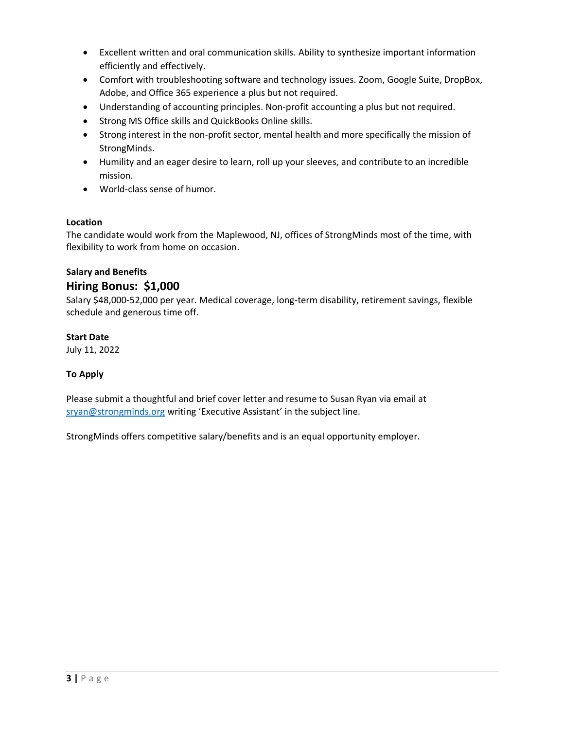- Excellent written and oral communication skills. Ability to synthesize important information efficiently and effectively.
- Comfort with troubleshooting software and technology issues. Zoom, Google Suite, DropBox, Adobe, and Office 365 experience a plus but not required.
- Understanding of accounting principles. Non-profit accounting a plus but not required.
- Strong MS Office skills and QuickBooks Online skills.
- Strong interest in the non-profit sector, mental health and more specifically the mission of StrongMinds.
- Humility and an eager desire to learn, roll up your sleeves, and contribute to an incredible mission.
- World-class sense of humor.

**Location**

The candidate would work from the Maplewood, NJ, offices of StrongMinds most of the time, with flexibility to work from home on occasion.

**Salary and Benefits**

## Hiring Bonus: $1,000

Salary $48,000-52,000 per year. Medical coverage, long-term disability, retirement savings, flexible schedule and generous time off.

**Start Date**

July 11, 2022

**To Apply**

Please submit a thoughtful and brief cover letter and resume to Susan Ryan via email at sryan@strongminds.org writing 'Executive Assistant' in the subject line.

StrongMinds offers competitive salary/benefits and is an equal opportunity employer.